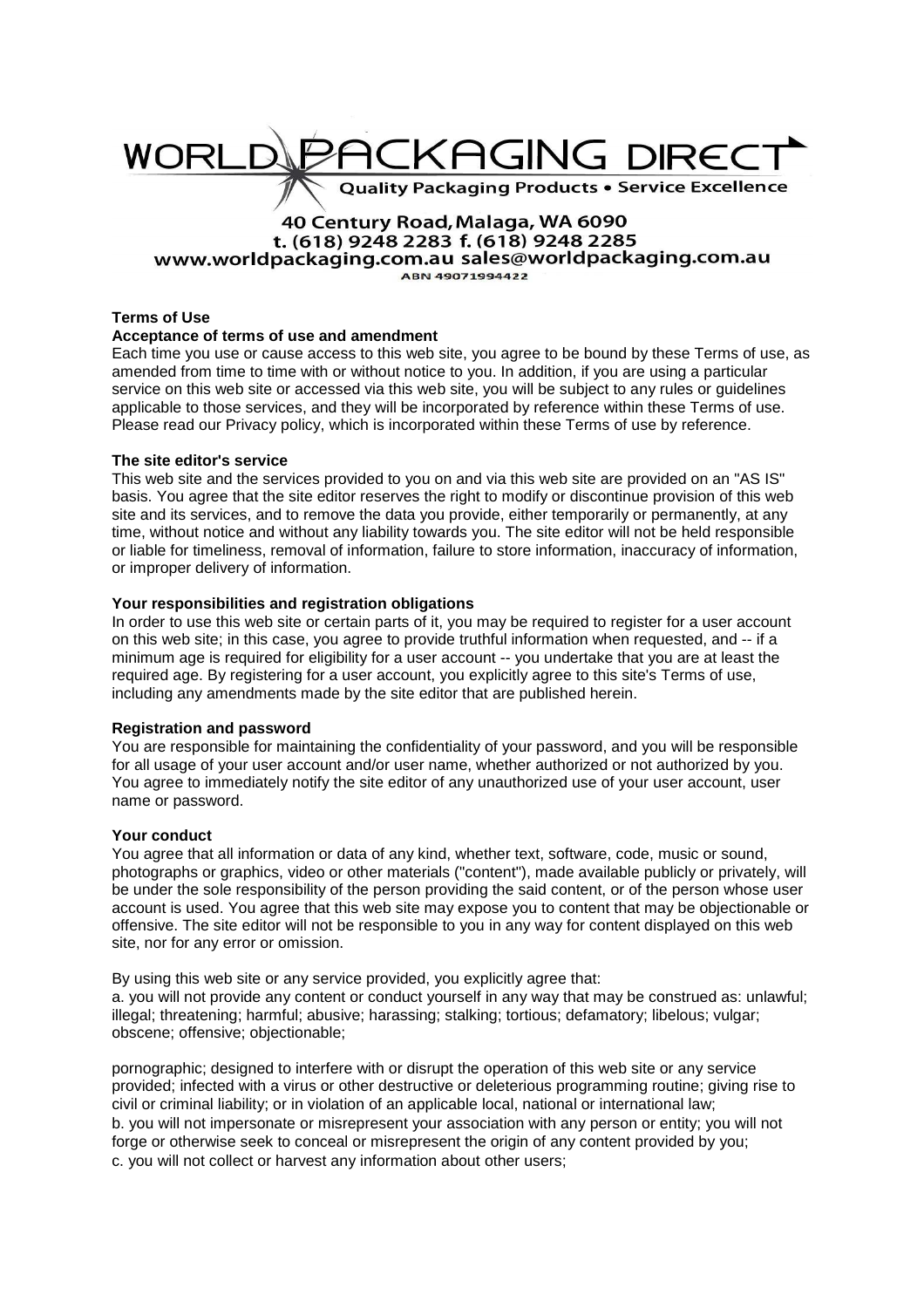WORLD PACKAGING DIRECT

Quality Packaging Products • Service Excellence

40 Century Road, Malaga, WA 6090
t. (618) 9248 2283 f. (618) 9248 2285
www.worldpackaging.com.au sales@worldpackaging.com.au
ABN 49071994422

**Terms of Use**

**Acceptance of terms of use and amendment**

Each time you use or cause access to this web site, you agree to be bound by these Terms of use, as amended from time to time with or without notice to you. In addition, if you are using a particular service on this web site or accessed via this web site, you will be subject to any rules or guidelines applicable to those services, and they will be incorporated by reference within these Terms of use. Please read our Privacy policy, which is incorporated within these Terms of use by reference.

**The site editor's service**

This web site and the services provided to you on and via this web site are provided on an "AS IS" basis. You agree that the site editor reserves the right to modify or discontinue provision of this web site and its services, and to remove the data you provide, either temporarily or permanently, at any time, without notice and without any liability towards you. The site editor will not be held responsible or liable for timeliness, removal of information, failure to store information, inaccuracy of information, or improper delivery of information.

**Your responsibilities and registration obligations**

In order to use this web site or certain parts of it, you may be required to register for a user account on this web site; in this case, you agree to provide truthful information when requested, and -- if a minimum age is required for eligibility for a user account -- you undertake that you are at least the required age. By registering for a user account, you explicitly agree to this site's Terms of use, including any amendments made by the site editor that are published herein.

**Registration and password**

You are responsible for maintaining the confidentiality of your password, and you will be responsible for all usage of your user account and/or user name, whether authorized or not authorized by you. You agree to immediately notify the site editor of any unauthorized use of your user account, user name or password.

**Your conduct**

You agree that all information or data of any kind, whether text, software, code, music or sound, photographs or graphics, video or other materials ("content"), made available publicly or privately, will be under the sole responsibility of the person providing the said content, or of the person whose user account is used. You agree that this web site may expose you to content that may be objectionable or offensive. The site editor will not be responsible to you in any way for content displayed on this web site, nor for any error or omission.

By using this web site or any service provided, you explicitly agree that:

a. you will not provide any content or conduct yourself in any way that may be construed as: unlawful; illegal; threatening; harmful; abusive; harassing; stalking; tortious; defamatory; libelous; vulgar; obscene; offensive; objectionable;

pornographic; designed to interfere with or disrupt the operation of this web site or any service provided; infected with a virus or other destructive or deleterious programming routine; giving rise to civil or criminal liability; or in violation of an applicable local, national or international law;

b. you will not impersonate or misrepresent your association with any person or entity; you will not forge or otherwise seek to conceal or misrepresent the origin of any content provided by you;

c. you will not collect or harvest any information about other users;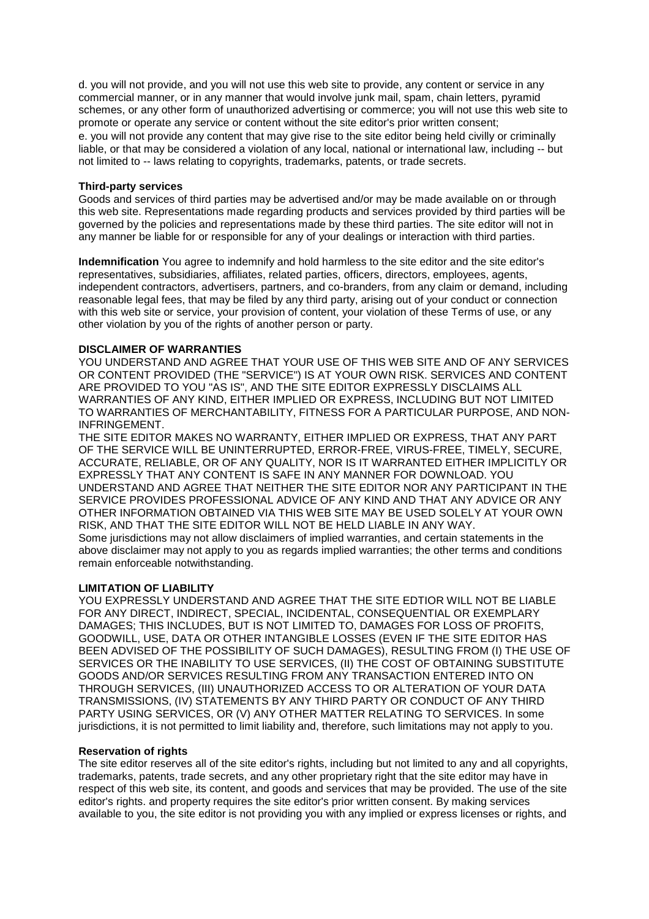d. you will not provide, and you will not use this web site to provide, any content or service in any commercial manner, or in any manner that would involve junk mail, spam, chain letters, pyramid schemes, or any other form of unauthorized advertising or commerce; you will not use this web site to promote or operate any service or content without the site editor's prior written consent;
e. you will not provide any content that may give rise to the site editor being held civilly or criminally liable, or that may be considered a violation of any local, national or international law, including -- but not limited to -- laws relating to copyrights, trademarks, patents, or trade secrets.

**Third-party services**
Goods and services of third parties may be advertised and/or may be made available on or through this web site. Representations made regarding products and services provided by third parties will be governed by the policies and representations made by these third parties. The site editor will not in any manner be liable for or responsible for any of your dealings or interaction with third parties.

**Indemnification** You agree to indemnify and hold harmless to the site editor and the site editor's representatives, subsidiaries, affiliates, related parties, officers, directors, employees, agents, independent contractors, advertisers, partners, and co-branders, from any claim or demand, including reasonable legal fees, that may be filed by any third party, arising out of your conduct or connection with this web site or service, your provision of content, your violation of these Terms of use, or any other violation by you of the rights of another person or party.

**DISCLAIMER OF WARRANTIES**
YOU UNDERSTAND AND AGREE THAT YOUR USE OF THIS WEB SITE AND OF ANY SERVICES OR CONTENT PROVIDED (THE "SERVICE") IS AT YOUR OWN RISK. SERVICES AND CONTENT ARE PROVIDED TO YOU "AS IS", AND THE SITE EDITOR EXPRESSLY DISCLAIMS ALL WARRANTIES OF ANY KIND, EITHER IMPLIED OR EXPRESS, INCLUDING BUT NOT LIMITED TO WARRANTIES OF MERCHANTABILITY, FITNESS FOR A PARTICULAR PURPOSE, AND NON-INFRINGEMENT.
THE SITE EDITOR MAKES NO WARRANTY, EITHER IMPLIED OR EXPRESS, THAT ANY PART OF THE SERVICE WILL BE UNINTERRUPTED, ERROR-FREE, VIRUS-FREE, TIMELY, SECURE, ACCURATE, RELIABLE, OR OF ANY QUALITY, NOR IS IT WARRANTED EITHER IMPLICITLY OR EXPRESSLY THAT ANY CONTENT IS SAFE IN ANY MANNER FOR DOWNLOAD. YOU UNDERSTAND AND AGREE THAT NEITHER THE SITE EDITOR NOR ANY PARTICIPANT IN THE SERVICE PROVIDES PROFESSIONAL ADVICE OF ANY KIND AND THAT ANY ADVICE OR ANY OTHER INFORMATION OBTAINED VIA THIS WEB SITE MAY BE USED SOLELY AT YOUR OWN RISK, AND THAT THE SITE EDITOR WILL NOT BE HELD LIABLE IN ANY WAY.
Some jurisdictions may not allow disclaimers of implied warranties, and certain statements in the above disclaimer may not apply to you as regards implied warranties; the other terms and conditions remain enforceable notwithstanding.

**LIMITATION OF LIABILITY**
YOU EXPRESSLY UNDERSTAND AND AGREE THAT THE SITE EDTIOR WILL NOT BE LIABLE FOR ANY DIRECT, INDIRECT, SPECIAL, INCIDENTAL, CONSEQUENTIAL OR EXEMPLARY DAMAGES; THIS INCLUDES, BUT IS NOT LIMITED TO, DAMAGES FOR LOSS OF PROFITS, GOODWILL, USE, DATA OR OTHER INTANGIBLE LOSSES (EVEN IF THE SITE EDITOR HAS BEEN ADVISED OF THE POSSIBILITY OF SUCH DAMAGES), RESULTING FROM (I) THE USE OF SERVICES OR THE INABILITY TO USE SERVICES, (II) THE COST OF OBTAINING SUBSTITUTE GOODS AND/OR SERVICES RESULTING FROM ANY TRANSACTION ENTERED INTO ON THROUGH SERVICES, (III) UNAUTHORIZED ACCESS TO OR ALTERATION OF YOUR DATA TRANSMISSIONS, (IV) STATEMENTS BY ANY THIRD PARTY OR CONDUCT OF ANY THIRD PARTY USING SERVICES, OR (V) ANY OTHER MATTER RELATING TO SERVICES. In some jurisdictions, it is not permitted to limit liability and, therefore, such limitations may not apply to you.

**Reservation of rights**
The site editor reserves all of the site editor's rights, including but not limited to any and all copyrights, trademarks, patents, trade secrets, and any other proprietary right that the site editor may have in respect of this web site, its content, and goods and services that may be provided. The use of the site editor's rights. and property requires the site editor's prior written consent. By making services available to you, the site editor is not providing you with any implied or express licenses or rights, and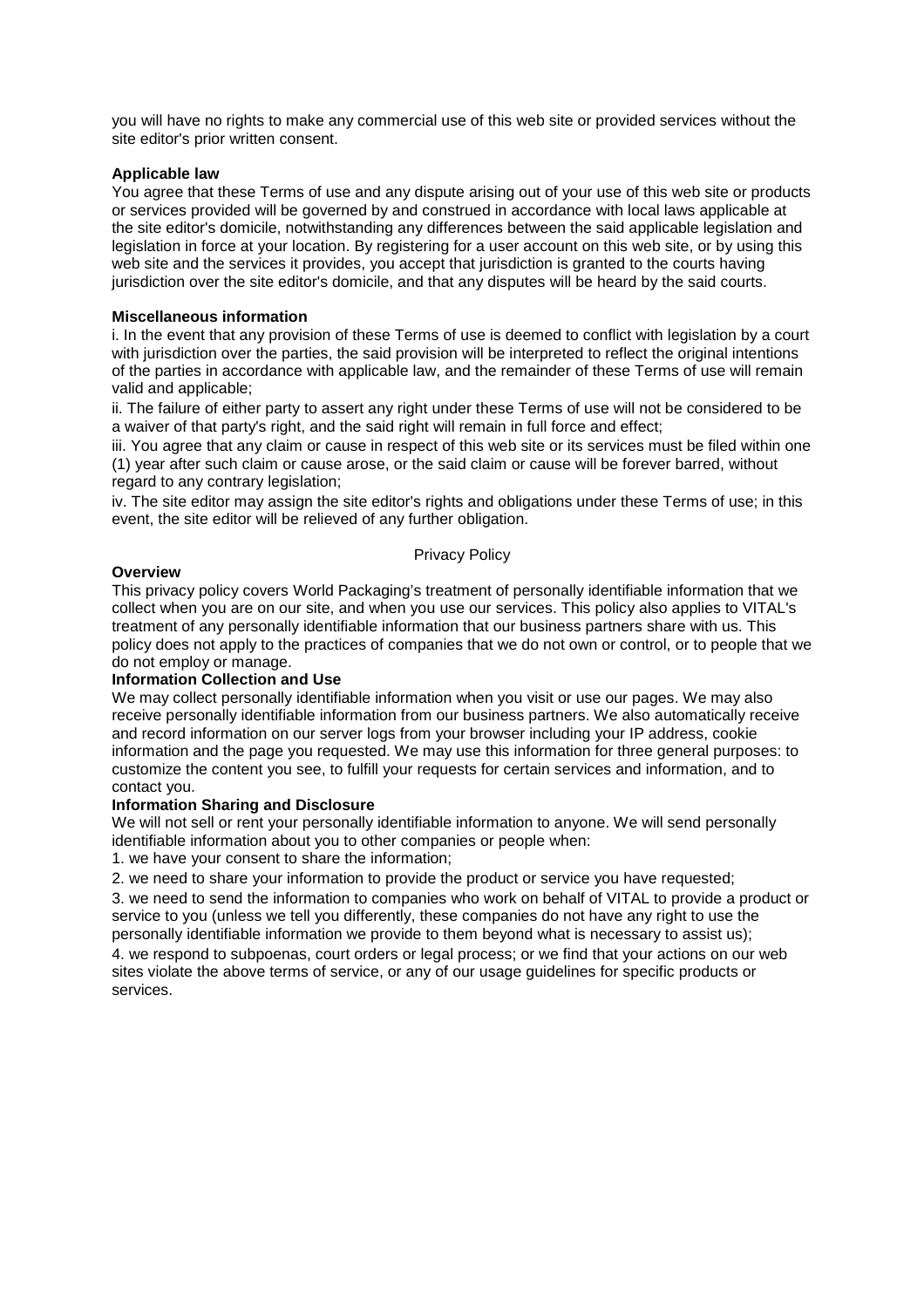you will have no rights to make any commercial use of this web site or provided services without the site editor's prior written consent.

**Applicable law**

You agree that these Terms of use and any dispute arising out of your use of this web site or products or services provided will be governed by and construed in accordance with local laws applicable at the site editor's domicile, notwithstanding any differences between the said applicable legislation and legislation in force at your location. By registering for a user account on this web site, or by using this web site and the services it provides, you accept that jurisdiction is granted to the courts having jurisdiction over the site editor's domicile, and that any disputes will be heard by the said courts.

**Miscellaneous information**

i. In the event that any provision of these Terms of use is deemed to conflict with legislation by a court with jurisdiction over the parties, the said provision will be interpreted to reflect the original intentions of the parties in accordance with applicable law, and the remainder of these Terms of use will remain valid and applicable;

ii. The failure of either party to assert any right under these Terms of use will not be considered to be a waiver of that party's right, and the said right will remain in full force and effect;

iii. You agree that any claim or cause in respect of this web site or its services must be filed within one (1) year after such claim or cause arose, or the said claim or cause will be forever barred, without regard to any contrary legislation;

iv. The site editor may assign the site editor's rights and obligations under these Terms of use; in this event, the site editor will be relieved of any further obligation.

## Privacy Policy

**Overview**

This privacy policy covers World Packaging's treatment of personally identifiable information that we collect when you are on our site, and when you use our services. This policy also applies to VITAL's treatment of any personally identifiable information that our business partners share with us. This policy does not apply to the practices of companies that we do not own or control, or to people that we do not employ or manage.

**Information Collection and Use**

We may collect personally identifiable information when you visit or use our pages. We may also receive personally identifiable information from our business partners. We also automatically receive and record information on our server logs from your browser including your IP address, cookie information and the page you requested. We may use this information for three general purposes: to customize the content you see, to fulfill your requests for certain services and information, and to contact you.

**Information Sharing and Disclosure**

We will not sell or rent your personally identifiable information to anyone. We will send personally identifiable information about you to other companies or people when:

1. we have your consent to share the information;
2. we need to share your information to provide the product or service you have requested;
3. we need to send the information to companies who work on behalf of VITAL to provide a product or service to you (unless we tell you differently, these companies do not have any right to use the personally identifiable information we provide to them beyond what is necessary to assist us);
4. we respond to subpoenas, court orders or legal process; or we find that your actions on our web sites violate the above terms of service, or any of our usage guidelines for specific products or services.